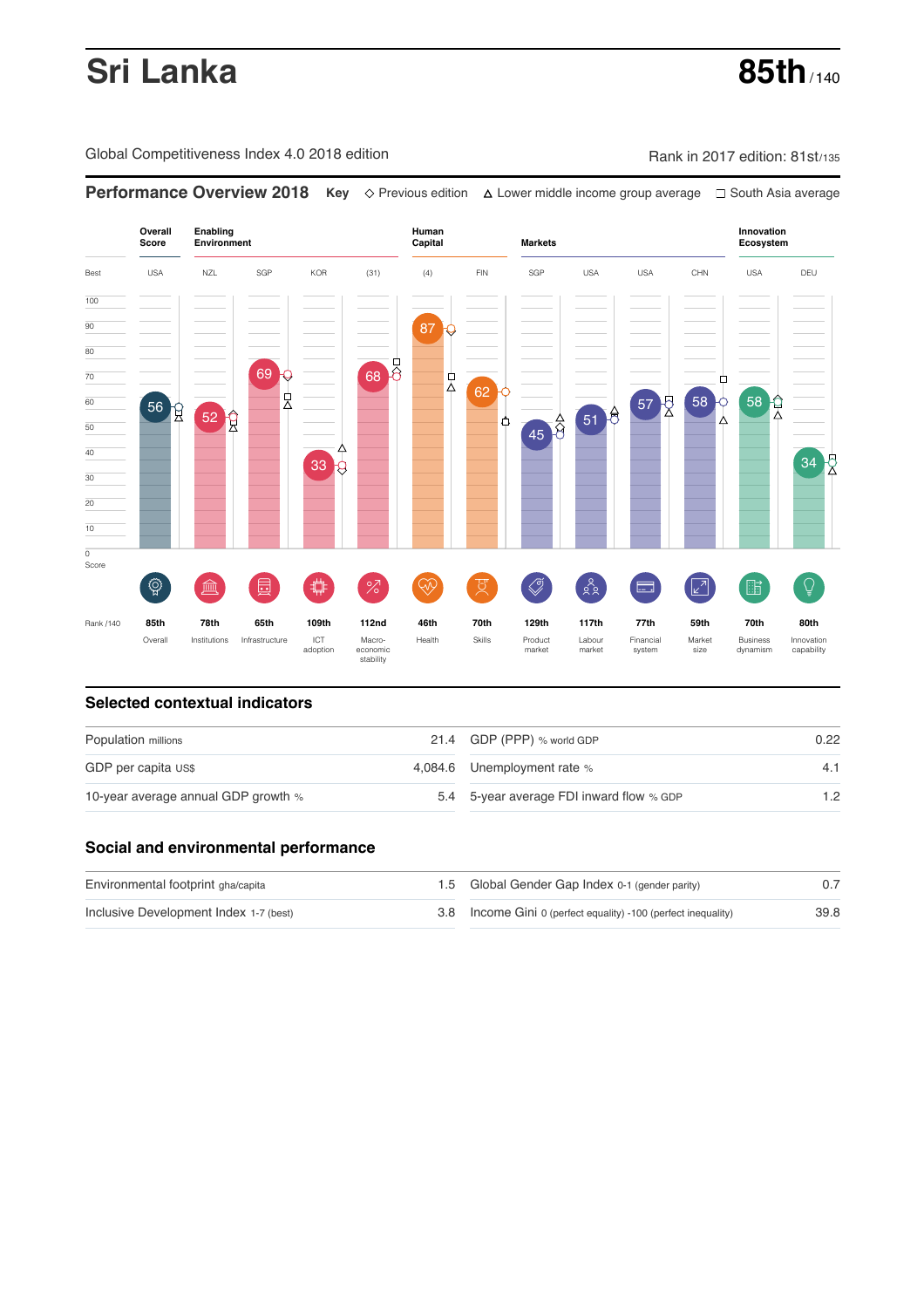# Sri Lanka

**85th** / 140

Global Competitiveness Index 4.0 2018 edition

Rank in 2017 edition: 81st/135

## Performance Overview 2018

**Key** ◇ Previous edition △ Lower middle income group average ☐ South Asia average

| | Overall Score | Enabling Environment | | | | Human Capital | | Markets | | | | Innovation Ecosystem | |
|---|---|---|---|---|---|---|---|---|---|---|---|---|---|
| Best | USA | NZL | SGP | KOR | (31) | (4) | FIN | SGP | USA | USA | CHN | USA | DEU |
| Score | 56 | 52 | 69 | 33 | 68 | 87 | 62 | 45 | 51 | 57 | 58 | 58 | 34 |
| Rank /140 | 85th | 78th | 65th | 109th | 112nd | 46th | 70th | 129th | 117th | 77th | 59th | 70th | 80th |
| | Overall | Institutions | Infrastructure | ICT adoption | Macro-economic stability | Health | Skills | Product market | Labour market | Financial system | Market size | Business dynamism | Innovation capability |

## Selected contextual indicators

| | | | |
|---|---|---|---|
| Population millions | 21.4 | GDP (PPP) % world GDP | 0.22 |
| GDP per capita US$ | 4,084.6 | Unemployment rate % | 4.1 |
| 10-year average annual GDP growth % | 5.4 | 5-year average FDI inward flow % GDP | 1.2 |

## Social and environmental performance

| | | | |
|---|---|---|---|
| Environmental footprint gha/capita | 1.5 | Global Gender Gap Index 0-1 (gender parity) | 0.7 |
| Inclusive Development Index 1-7 (best) | 3.8 | Income Gini 0 (perfect equality) -100 (perfect inequality) | 39.8 |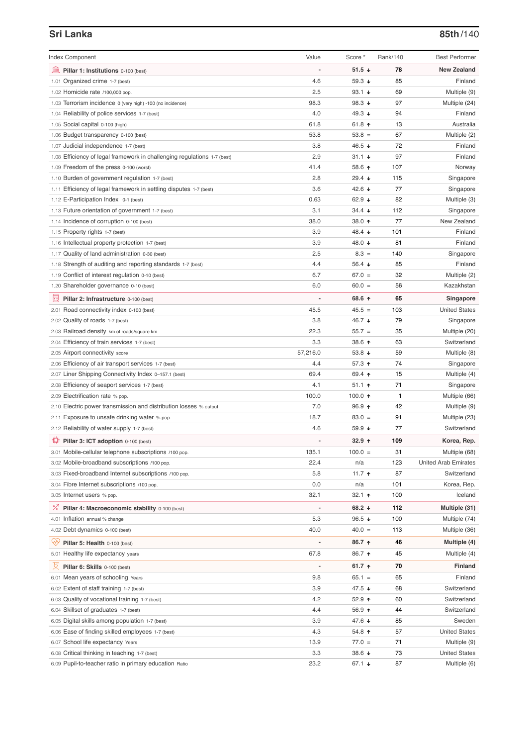## Sri Lanka

**85th/140**

| Index Component | Value | Score * | Rank/140 | Best Performer |
|---|---|---|---|---|
| **Pillar 1: Institutions** 0-100 (best) | - | **51.5 ↓** | **78** | **New Zealand** |
| 1.01 Organized crime 1-7 (best) | 4.6 | 59.3 ↓ | 85 | Finland |
| 1.02 Homicide rate /100,000 pop. | 2.5 | 93.1 ↓ | 69 | Multiple (9) |
| 1.03 Terrorism incidence 0 (very high) -100 (no incidence) | 98.3 | 98.3 ↓ | 97 | Multiple (24) |
| 1.04 Reliability of police services 1-7 (best) | 4.0 | 49.3 ↓ | 94 | Finland |
| 1.05 Social capital 0-100 (high) | 61.8 | 61.8 ↑ | 13 | Australia |
| 1.06 Budget transparency 0-100 (best) | 53.8 | 53.8 = | 67 | Multiple (2) |
| 1.07 Judicial independence 1-7 (best) | 3.8 | 46.5 ↓ | 72 | Finland |
| 1.08 Efficiency of legal framework in challenging regulations 1-7 (best) | 2.9 | 31.1 ↓ | 97 | Finland |
| 1.09 Freedom of the press 0-100 (worst) | 41.4 | 58.6 ↑ | 107 | Norway |
| 1.10 Burden of government regulation 1-7 (best) | 2.8 | 29.4 ↓ | 115 | Singapore |
| 1.11 Efficiency of legal framework in settling disputes 1-7 (best) | 3.6 | 42.6 ↓ | 77 | Singapore |
| 1.12 E-Participation Index 0-1 (best) | 0.63 | 62.9 ↓ | 82 | Multiple (3) |
| 1.13 Future orientation of government 1-7 (best) | 3.1 | 34.4 ↓ | 112 | Singapore |
| 1.14 Incidence of corruption 0-100 (best) | 38.0 | 38.0 ↑ | 77 | New Zealand |
| 1.15 Property rights 1-7 (best) | 3.9 | 48.4 ↓ | 101 | Finland |
| 1.16 Intellectual property protection 1-7 (best) | 3.9 | 48.0 ↓ | 81 | Finland |
| 1.17 Quality of land administration 0-30 (best) | 2.5 | 8.3 = | 140 | Singapore |
| 1.18 Strength of auditing and reporting standards 1-7 (best) | 4.4 | 56.4 ↓ | 85 | Finland |
| 1.19 Conflict of interest regulation 0-10 (best) | 6.7 | 67.0 = | 32 | Multiple (2) |
| 1.20 Shareholder governance 0-10 (best) | 6.0 | 60.0 = | 56 | Kazakhstan |
| **Pillar 2: Infrastructure** 0-100 (best) | - | **68.6 ↑** | **65** | **Singapore** |
| 2.01 Road connectivity index 0-100 (best) | 45.5 | 45.5 = | 103 | United States |
| 2.02 Quality of roads 1-7 (best) | 3.8 | 46.7 ↓ | 79 | Singapore |
| 2.03 Railroad density km of roads/square km | 22.3 | 55.7 = | 35 | Multiple (20) |
| 2.04 Efficiency of train services 1-7 (best) | 3.3 | 38.6 ↑ | 63 | Switzerland |
| 2.05 Airport connectivity score | 57,216.0 | 53.8 ↓ | 59 | Multiple (8) |
| 2.06 Efficiency of air transport services 1-7 (best) | 4.4 | 57.3 ↑ | 74 | Singapore |
| 2.07 Liner Shipping Connectivity Index 0–157.1 (best) | 69.4 | 69.4 ↑ | 15 | Multiple (4) |
| 2.08 Efficiency of seaport services 1-7 (best) | 4.1 | 51.1 ↑ | 71 | Singapore |
| 2.09 Electrification rate % pop. | 100.0 | 100.0 ↑ | 1 | Multiple (66) |
| 2.10 Electric power transmission and distribution losses % output | 7.0 | 96.9 ↑ | 42 | Multiple (9) |
| 2.11 Exposure to unsafe drinking water % pop. | 18.7 | 83.0 = | 91 | Multiple (23) |
| 2.12 Reliability of water supply 1-7 (best) | 4.6 | 59.9 ↓ | 77 | Switzerland |
| **Pillar 3: ICT adoption** 0-100 (best) | - | **32.9 ↑** | **109** | **Korea, Rep.** |
| 3.01 Mobile-cellular telephone subscriptions /100 pop. | 135.1 | 100.0 = | 31 | Multiple (68) |
| 3.02 Mobile-broadband subscriptions /100 pop. | 22.4 | n/a | 123 | United Arab Emirates |
| 3.03 Fixed-broadband Internet subscriptions /100 pop. | 5.8 | 11.7 ↑ | 87 | Switzerland |
| 3.04 Fibre Internet subscriptions /100 pop. | 0.0 | n/a | 101 | Korea, Rep. |
| 3.05 Internet users % pop. | 32.1 | 32.1 ↑ | 100 | Iceland |
| **Pillar 4: Macroeconomic stability** 0-100 (best) | - | **68.2 ↓** | **112** | **Multiple (31)** |
| 4.01 Inflation annual % change | 5.3 | 96.5 ↓ | 100 | Multiple (74) |
| 4.02 Debt dynamics 0-100 (best) | 40.0 | 40.0 = | 113 | Multiple (36) |
| **Pillar 5: Health** 0-100 (best) | - | **86.7 ↑** | **46** | **Multiple (4)** |
| 5.01 Healthy life expectancy years | 67.8 | 86.7 ↑ | 45 | Multiple (4) |
| **Pillar 6: Skills** 0-100 (best) | - | **61.7 ↑** | **70** | **Finland** |
| 6.01 Mean years of schooling Years | 9.8 | 65.1 = | 65 | Finland |
| 6.02 Extent of staff training 1-7 (best) | 3.9 | 47.5 ↓ | 68 | Switzerland |
| 6.03 Quality of vocational training 1-7 (best) | 4.2 | 52.9 ↑ | 60 | Switzerland |
| 6.04 Skillset of graduates 1-7 (best) | 4.4 | 56.9 ↑ | 44 | Switzerland |
| 6.05 Digital skills among population 1-7 (best) | 3.9 | 47.6 ↓ | 85 | Sweden |
| 6.06 Ease of finding skilled employees 1-7 (best) | 4.3 | 54.8 ↑ | 57 | United States |
| 6.07 School life expectancy Years | 13.9 | 77.0 = | 71 | Multiple (9) |
| 6.08 Critical thinking in teaching 1-7 (best) | 3.3 | 38.6 ↓ | 73 | United States |
| 6.09 Pupil-to-teacher ratio in primary education Ratio | 23.2 | 67.1 ↓ | 87 | Multiple (6) |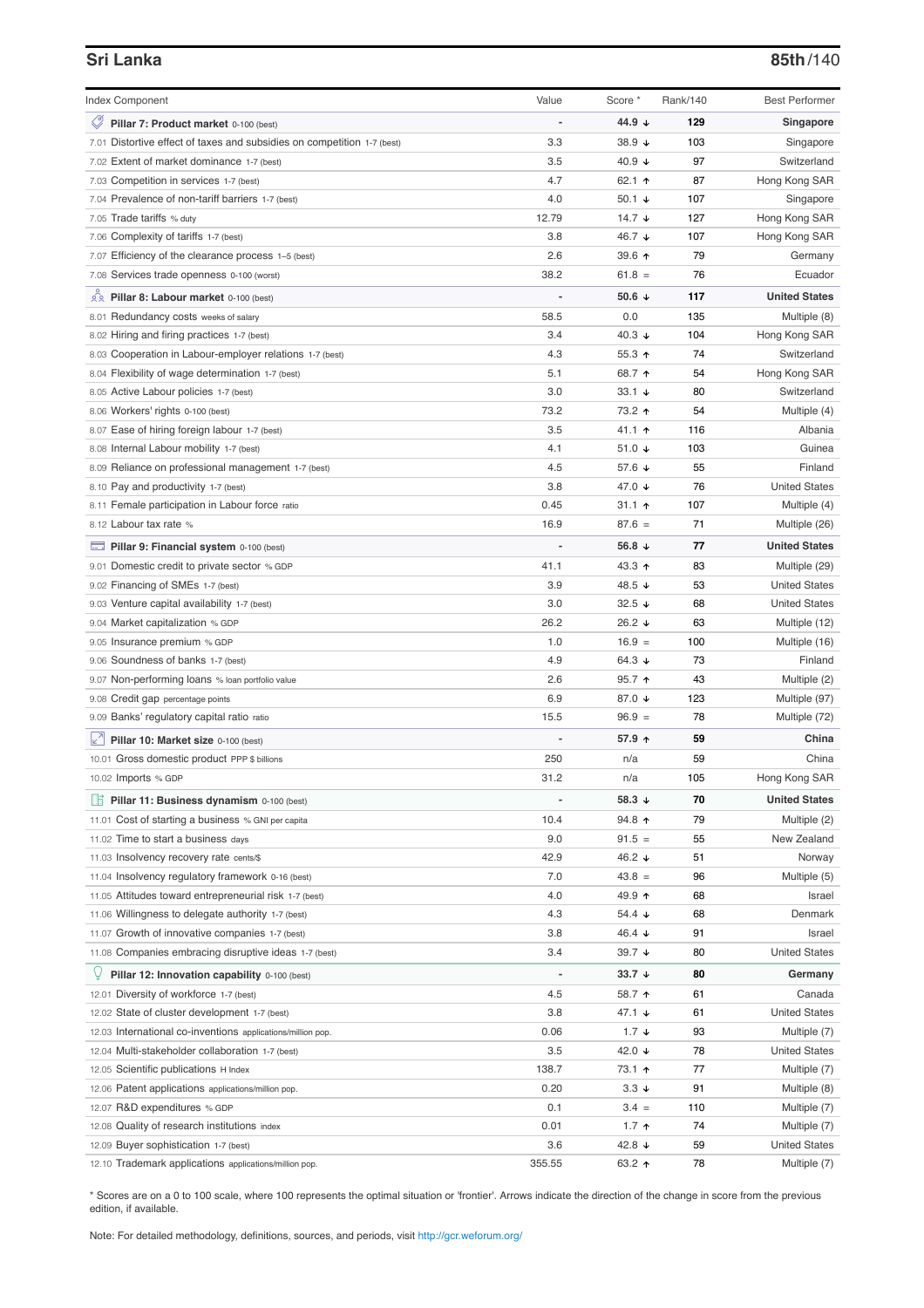## Sri Lanka

**85th**/140

| Index Component | Value | Score * | Rank/140 | Best Performer |
|---|---|---|---|---|
| **Pillar 7: Product market** 0-100 (best) | - | **44.9 ↓** | **129** | **Singapore** |
| 7.01 Distortive effect of taxes and subsidies on competition 1-7 (best) | 3.3 | 38.9 ↓ | 103 | Singapore |
| 7.02 Extent of market dominance 1-7 (best) | 3.5 | 40.9 ↓ | 97 | Switzerland |
| 7.03 Competition in services 1-7 (best) | 4.7 | 62.1 ↑ | 87 | Hong Kong SAR |
| 7.04 Prevalence of non-tariff barriers 1-7 (best) | 4.0 | 50.1 ↓ | 107 | Singapore |
| 7.05 Trade tariffs % duty | 12.79 | 14.7 ↓ | 127 | Hong Kong SAR |
| 7.06 Complexity of tariffs 1-7 (best) | 3.8 | 46.7 ↓ | 107 | Hong Kong SAR |
| 7.07 Efficiency of the clearance process 1–5 (best) | 2.6 | 39.6 ↑ | 79 | Germany |
| 7.08 Services trade openness 0-100 (worst) | 38.2 | 61.8 = | 76 | Ecuador |
| **Pillar 8: Labour market** 0-100 (best) | - | **50.6 ↓** | **117** | **United States** |
| 8.01 Redundancy costs weeks of salary | 58.5 | 0.0 | 135 | Multiple (8) |
| 8.02 Hiring and firing practices 1-7 (best) | 3.4 | 40.3 ↓ | 104 | Hong Kong SAR |
| 8.03 Cooperation in Labour-employer relations 1-7 (best) | 4.3 | 55.3 ↑ | 74 | Switzerland |
| 8.04 Flexibility of wage determination 1-7 (best) | 5.1 | 68.7 ↑ | 54 | Hong Kong SAR |
| 8.05 Active Labour policies 1-7 (best) | 3.0 | 33.1 ↓ | 80 | Switzerland |
| 8.06 Workers' rights 0-100 (best) | 73.2 | 73.2 ↑ | 54 | Multiple (4) |
| 8.07 Ease of hiring foreign labour 1-7 (best) | 3.5 | 41.1 ↑ | 116 | Albania |
| 8.08 Internal Labour mobility 1-7 (best) | 4.1 | 51.0 ↓ | 103 | Guinea |
| 8.09 Reliance on professional management 1-7 (best) | 4.5 | 57.6 ↓ | 55 | Finland |
| 8.10 Pay and productivity 1-7 (best) | 3.8 | 47.0 ↓ | 76 | United States |
| 8.11 Female participation in Labour force ratio | 0.45 | 31.1 ↑ | 107 | Multiple (4) |
| 8.12 Labour tax rate % | 16.9 | 87.6 = | 71 | Multiple (26) |
| **Pillar 9: Financial system** 0-100 (best) | - | **56.8 ↓** | **77** | **United States** |
| 9.01 Domestic credit to private sector % GDP | 41.1 | 43.3 ↑ | 83 | Multiple (29) |
| 9.02 Financing of SMEs 1-7 (best) | 3.9 | 48.5 ↓ | 53 | United States |
| 9.03 Venture capital availability 1-7 (best) | 3.0 | 32.5 ↓ | 68 | United States |
| 9.04 Market capitalization % GDP | 26.2 | 26.2 ↓ | 63 | Multiple (12) |
| 9.05 Insurance premium % GDP | 1.0 | 16.9 = | 100 | Multiple (16) |
| 9.06 Soundness of banks 1-7 (best) | 4.9 | 64.3 ↓ | 73 | Finland |
| 9.07 Non-performing loans % loan portfolio value | 2.6 | 95.7 ↑ | 43 | Multiple (2) |
| 9.08 Credit gap percentage points | 6.9 | 87.0 ↓ | 123 | Multiple (97) |
| 9.09 Banks' regulatory capital ratio ratio | 15.5 | 96.9 = | 78 | Multiple (72) |
| **Pillar 10: Market size** 0-100 (best) | - | **57.9 ↑** | **59** | **China** |
| 10.01 Gross domestic product PPP $ billions | 250 | n/a | 59 | China |
| 10.02 Imports % GDP | 31.2 | n/a | 105 | Hong Kong SAR |
| **Pillar 11: Business dynamism** 0-100 (best) | - | **58.3 ↓** | **70** | **United States** |
| 11.01 Cost of starting a business % GNI per capita | 10.4 | 94.8 ↑ | 79 | Multiple (2) |
| 11.02 Time to start a business days | 9.0 | 91.5 = | 55 | New Zealand |
| 11.03 Insolvency recovery rate cents/$ | 42.9 | 46.2 ↓ | 51 | Norway |
| 11.04 Insolvency regulatory framework 0-16 (best) | 7.0 | 43.8 = | 96 | Multiple (5) |
| 11.05 Attitudes toward entrepreneurial risk 1-7 (best) | 4.0 | 49.9 ↑ | 68 | Israel |
| 11.06 Willingness to delegate authority 1-7 (best) | 4.3 | 54.4 ↓ | 68 | Denmark |
| 11.07 Growth of innovative companies 1-7 (best) | 3.8 | 46.4 ↓ | 91 | Israel |
| 11.08 Companies embracing disruptive ideas 1-7 (best) | 3.4 | 39.7 ↓ | 80 | United States |
| **Pillar 12: Innovation capability** 0-100 (best) | - | **33.7 ↓** | **80** | **Germany** |
| 12.01 Diversity of workforce 1-7 (best) | 4.5 | 58.7 ↑ | 61 | Canada |
| 12.02 State of cluster development 1-7 (best) | 3.8 | 47.1 ↓ | 61 | United States |
| 12.03 International co-inventions applications/million pop. | 0.06 | 1.7 ↓ | 93 | Multiple (7) |
| 12.04 Multi-stakeholder collaboration 1-7 (best) | 3.5 | 42.0 ↓ | 78 | United States |
| 12.05 Scientific publications H Index | 138.7 | 73.1 ↑ | 77 | Multiple (7) |
| 12.06 Patent applications applications/million pop. | 0.20 | 3.3 ↓ | 91 | Multiple (8) |
| 12.07 R&D expenditures % GDP | 0.1 | 3.4 = | 110 | Multiple (7) |
| 12.08 Quality of research institutions index | 0.01 | 1.7 ↑ | 74 | Multiple (7) |
| 12.09 Buyer sophistication 1-7 (best) | 3.6 | 42.8 ↓ | 59 | United States |
| 12.10 Trademark applications applications/million pop. | 355.55 | 63.2 ↑ | 78 | Multiple (7) |

* Scores are on a 0 to 100 scale, where 100 represents the optimal situation or 'frontier'. Arrows indicate the direction of the change in score from the previous edition, if available.

Note: For detailed methodology, definitions, sources, and periods, visit http://gcr.weforum.org/